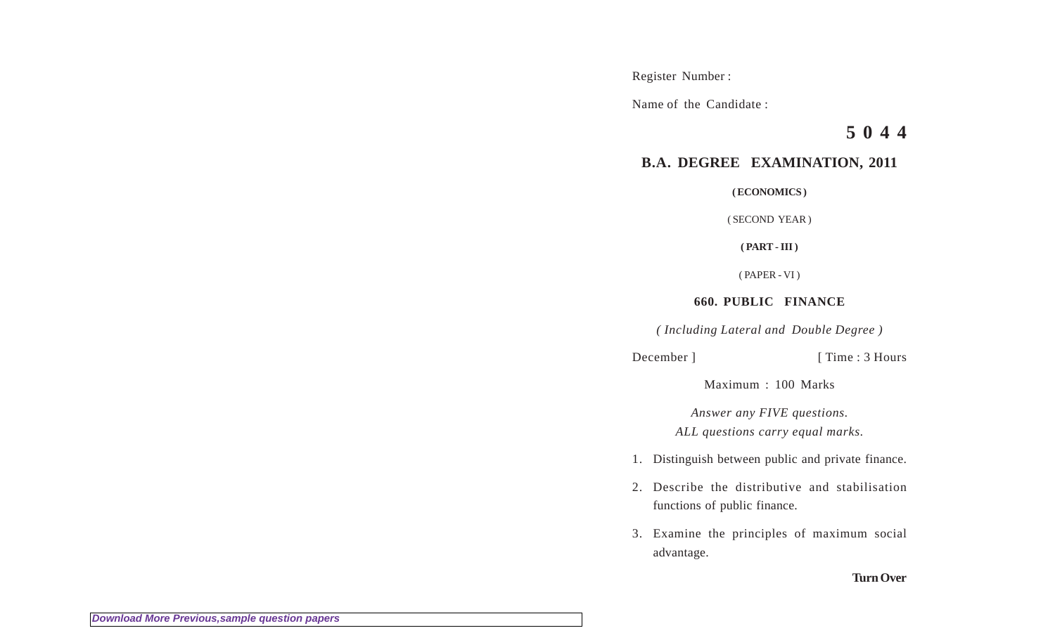Register Number :

Name of the Candidate :

**5 0 4 4**

## B.A. DEGREE EXAMINATION, 2011

**( ECONOMICS )**

( SECOND YEAR )

**( PART - III )**

( PAPER - VI )

**660. PUBLIC FINANCE**

*( Including Lateral and Double Degree )*

December ] [ Time : 3 Hours

Maximum : 100 Marks

*Answer any FIVE questions.*
*ALL questions carry equal marks.*

1. Distinguish between public and private finance.

2. Describe the distributive and stabilisation functions of public finance.

3. Examine the principles of maximum social advantage.

**Turn Over**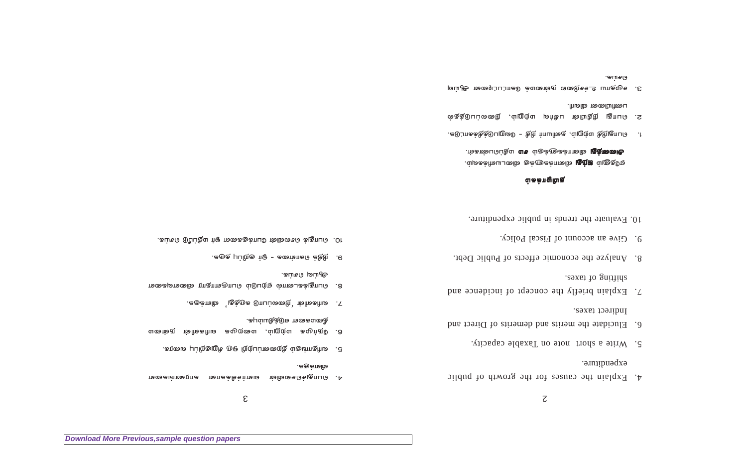4. Explain the causes for the growth of public expenditure.

5. Write a short note on Taxable capacity.

6. Elucidate the merits and demerits of Direct and Indirect taxes.

7. Explain briefly the concept of incidence and shifting of taxes.

8. Analyze the economic effects of Public Debt.

9. Give an account of Fiscal Policy.

10. Evaluate the trends in public expenditure.

## பகுதி – ஆ

ஏதேனும் **ஐந்து** வினாக்களுக்கு விடையளிக்கவும்.

**ஒவ்வொரு** வினாக்களுக்கும் 15 மதிப்பெண்கள்.

1. பொதுத் துறை மற்றும், தனியார் துறை – வேறுபடுத்திக்காட்டுக.

2. பொது நிதியின் பங்கு மற்றும், நிலைப்படுத்தல் பணியினை விவரி.

3. சமூக உச்சநிலை நன்மைக் கோட்பாட்டினை ஆய்வு செய்க.

4. பொதுச்செலவின் வளர்ச்சிக்கான காரணங்களை விளக்குக.

5. வரிசெலுத்தும் திறனைப்பற்றி ஒரு சிறுகுறிப்பு வரைக.

6. நேர்முக மற்றும், மறைமுக வரிகளின் நன்மை தீமைகளை எடுத்துரைக்கவும்.

7. வரிகளின் 'நிலைப்பாடு சுமத்தல்' விளக்குக.

8. பொதுக்கடனால் ஏற்படும் பொருளாதார விளைவுகளை ஆய்வு செய்க.

9. நிதிக் கொள்கை – ஓர் குறிப்பு தருக.

10. பொதுச் செலவின் போக்குகளை ஓர் மதிப்பீடு செய்க.